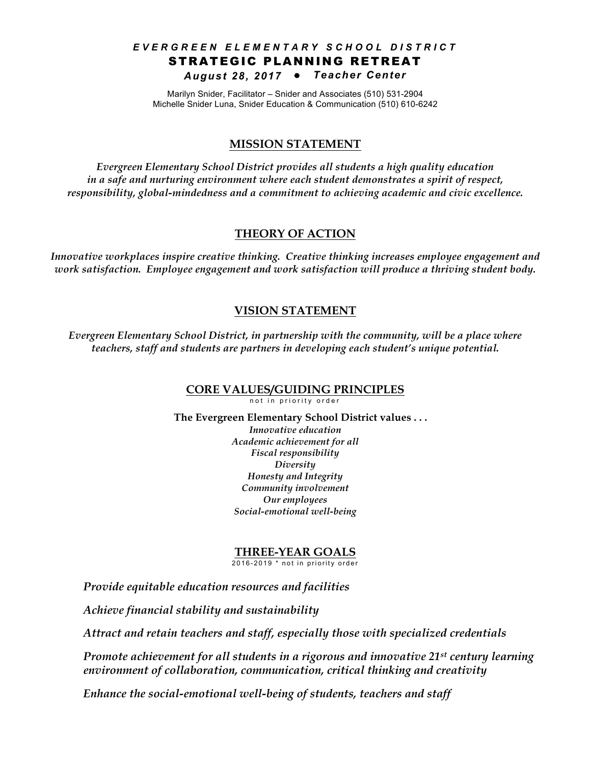# *EVERGREEN ELEMENTARY SCHOOL DISTRICT*

## STRATEGIC PLANNING RETREAT

***August 28, 2017 ● Teacher Center***

Marilyn Snider, Facilitator – Snider and Associates (510) 531-2904
Michelle Snider Luna, Snider Education & Communication (510) 610-6242

## MISSION STATEMENT

*Evergreen Elementary School District provides all students a high quality education in a safe and nurturing environment where each student demonstrates a spirit of respect, responsibility, global-mindedness and a commitment to achieving academic and civic excellence.*

## THEORY OF ACTION

*Innovative workplaces inspire creative thinking. Creative thinking increases employee engagement and work satisfaction. Employee engagement and work satisfaction will produce a thriving student body.*

## VISION STATEMENT

*Evergreen Elementary School District, in partnership with the community, will be a place where teachers, staff and students are partners in developing each student's unique potential.*

## CORE VALUES/GUIDING PRINCIPLES

not in priority order

**The Evergreen Elementary School District values . . .**

*Innovative education*
*Academic achievement for all*
*Fiscal responsibility*
*Diversity*
*Honesty and Integrity*
*Community involvement*
*Our employees*
*Social-emotional well-being*

## THREE-YEAR GOALS

2016-2019 * not in priority order

*Provide equitable education resources and facilities*

*Achieve financial stability and sustainability*

*Attract and retain teachers and staff, especially those with specialized credentials*

*Promote achievement for all students in a rigorous and innovative 21st century learning environment of collaboration, communication, critical thinking and creativity*

*Enhance the social-emotional well-being of students, teachers and staff*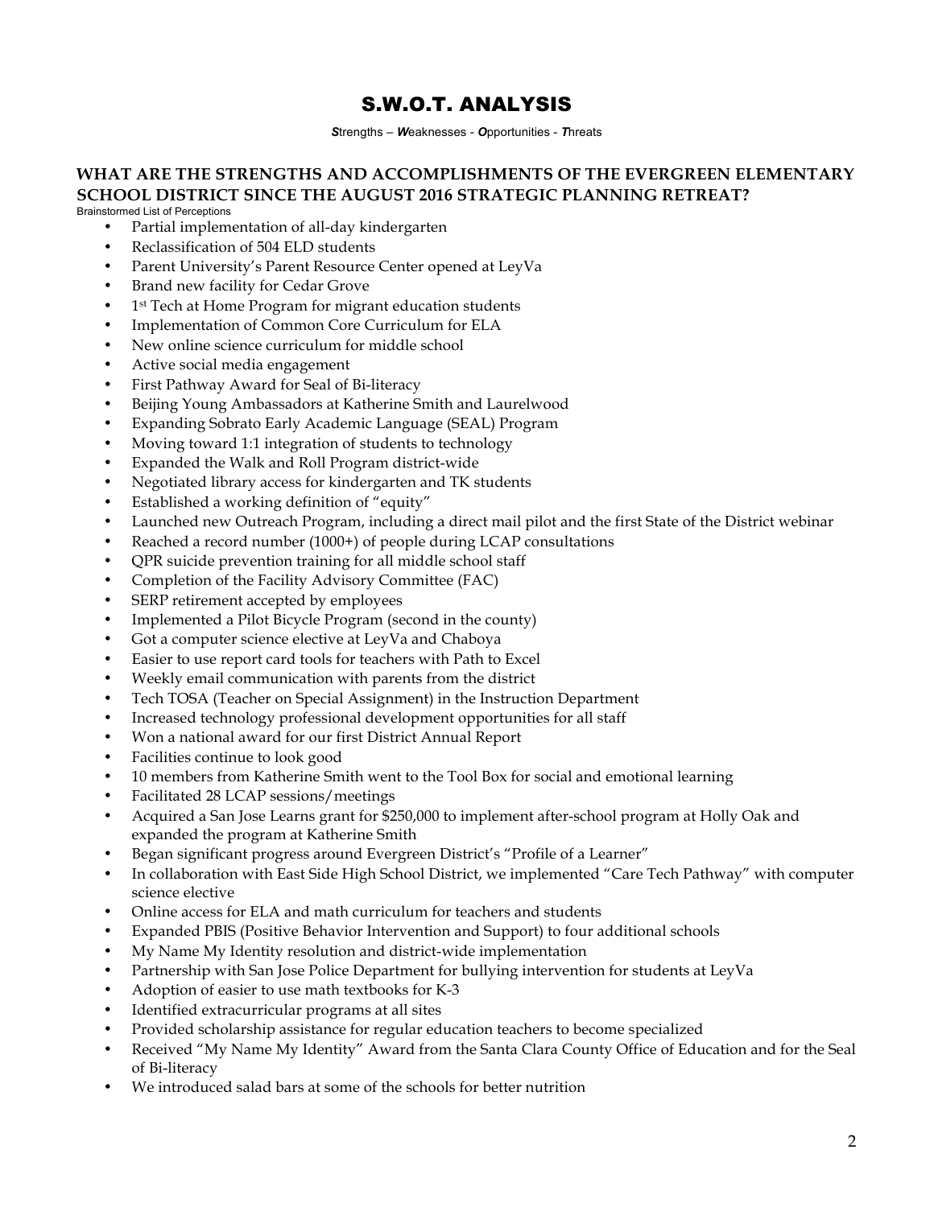# S.W.O.T. ANALYSIS

***S**trengths – **W**eaknesses - **O**pportunities - **T**hreats*

## WHAT ARE THE STRENGTHS AND ACCOMPLISHMENTS OF THE EVERGREEN ELEMENTARY SCHOOL DISTRICT SINCE THE AUGUST 2016 STRATEGIC PLANNING RETREAT?

Brainstormed List of Perceptions

- Partial implementation of all-day kindergarten
- Reclassification of 504 ELD students
- Parent University's Parent Resource Center opened at LeyVa
- Brand new facility for Cedar Grove
- 1st Tech at Home Program for migrant education students
- Implementation of Common Core Curriculum for ELA
- New online science curriculum for middle school
- Active social media engagement
- First Pathway Award for Seal of Bi-literacy
- Beijing Young Ambassadors at Katherine Smith and Laurelwood
- Expanding Sobrato Early Academic Language (SEAL) Program
- Moving toward 1:1 integration of students to technology
- Expanded the Walk and Roll Program district-wide
- Negotiated library access for kindergarten and TK students
- Established a working definition of "equity"
- Launched new Outreach Program, including a direct mail pilot and the first State of the District webinar
- Reached a record number (1000+) of people during LCAP consultations
- QPR suicide prevention training for all middle school staff
- Completion of the Facility Advisory Committee (FAC)
- SERP retirement accepted by employees
- Implemented a Pilot Bicycle Program (second in the county)
- Got a computer science elective at LeyVa and Chaboya
- Easier to use report card tools for teachers with Path to Excel
- Weekly email communication with parents from the district
- Tech TOSA (Teacher on Special Assignment) in the Instruction Department
- Increased technology professional development opportunities for all staff
- Won a national award for our first District Annual Report
- Facilities continue to look good
- 10 members from Katherine Smith went to the Tool Box for social and emotional learning
- Facilitated 28 LCAP sessions/meetings
- Acquired a San Jose Learns grant for $250,000 to implement after-school program at Holly Oak and expanded the program at Katherine Smith
- Began significant progress around Evergreen District's "Profile of a Learner"
- In collaboration with East Side High School District, we implemented "Care Tech Pathway" with computer science elective
- Online access for ELA and math curriculum for teachers and students
- Expanded PBIS (Positive Behavior Intervention and Support) to four additional schools
- My Name My Identity resolution and district-wide implementation
- Partnership with San Jose Police Department for bullying intervention for students at LeyVa
- Adoption of easier to use math textbooks for K-3
- Identified extracurricular programs at all sites
- Provided scholarship assistance for regular education teachers to become specialized
- Received "My Name My Identity" Award from the Santa Clara County Office of Education and for the Seal of Bi-literacy
- We introduced salad bars at some of the schools for better nutrition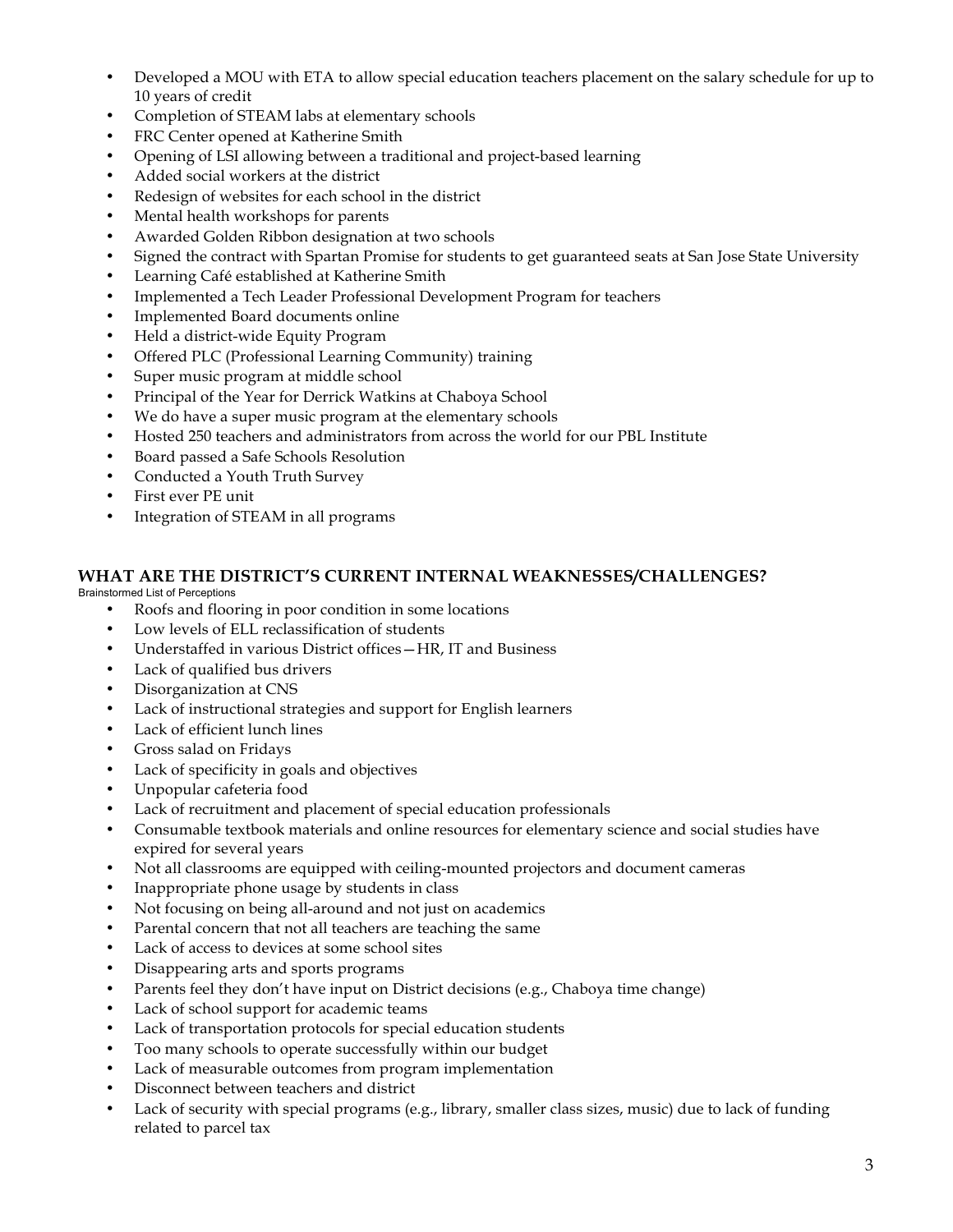- Developed a MOU with ETA to allow special education teachers placement on the salary schedule for up to 10 years of credit
- Completion of STEAM labs at elementary schools
- FRC Center opened at Katherine Smith
- Opening of LSI allowing between a traditional and project-based learning
- Added social workers at the district
- Redesign of websites for each school in the district
- Mental health workshops for parents
- Awarded Golden Ribbon designation at two schools
- Signed the contract with Spartan Promise for students to get guaranteed seats at San Jose State University
- Learning Café established at Katherine Smith
- Implemented a Tech Leader Professional Development Program for teachers
- Implemented Board documents online
- Held a district-wide Equity Program
- Offered PLC (Professional Learning Community) training
- Super music program at middle school
- Principal of the Year for Derrick Watkins at Chaboya School
- We do have a super music program at the elementary schools
- Hosted 250 teachers and administrators from across the world for our PBL Institute
- Board passed a Safe Schools Resolution
- Conducted a Youth Truth Survey
- First ever PE unit
- Integration of STEAM in all programs

## WHAT ARE THE DISTRICT'S CURRENT INTERNAL WEAKNESSES/CHALLENGES?

Brainstormed List of Perceptions

- Roofs and flooring in poor condition in some locations
- Low levels of ELL reclassification of students
- Understaffed in various District offices—HR, IT and Business
- Lack of qualified bus drivers
- Disorganization at CNS
- Lack of instructional strategies and support for English learners
- Lack of efficient lunch lines
- Gross salad on Fridays
- Lack of specificity in goals and objectives
- Unpopular cafeteria food
- Lack of recruitment and placement of special education professionals
- Consumable textbook materials and online resources for elementary science and social studies have expired for several years
- Not all classrooms are equipped with ceiling-mounted projectors and document cameras
- Inappropriate phone usage by students in class
- Not focusing on being all-around and not just on academics
- Parental concern that not all teachers are teaching the same
- Lack of access to devices at some school sites
- Disappearing arts and sports programs
- Parents feel they don't have input on District decisions (e.g., Chaboya time change)
- Lack of school support for academic teams
- Lack of transportation protocols for special education students
- Too many schools to operate successfully within our budget
- Lack of measurable outcomes from program implementation
- Disconnect between teachers and district
- Lack of security with special programs (e.g., library, smaller class sizes, music) due to lack of funding related to parcel tax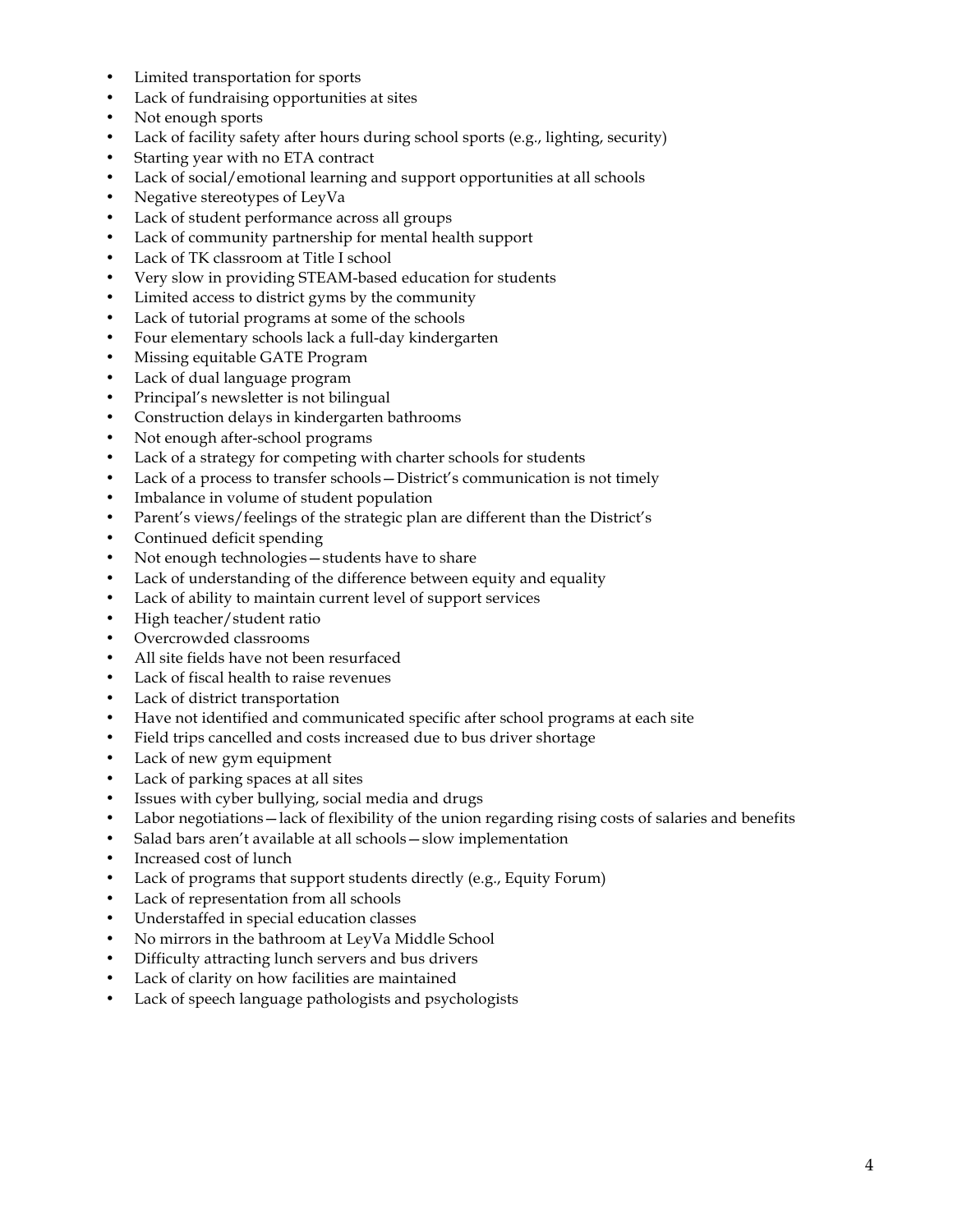- Limited transportation for sports
- Lack of fundraising opportunities at sites
- Not enough sports
- Lack of facility safety after hours during school sports (e.g., lighting, security)
- Starting year with no ETA contract
- Lack of social/emotional learning and support opportunities at all schools
- Negative stereotypes of LeyVa
- Lack of student performance across all groups
- Lack of community partnership for mental health support
- Lack of TK classroom at Title I school
- Very slow in providing STEAM-based education for students
- Limited access to district gyms by the community
- Lack of tutorial programs at some of the schools
- Four elementary schools lack a full-day kindergarten
- Missing equitable GATE Program
- Lack of dual language program
- Principal's newsletter is not bilingual
- Construction delays in kindergarten bathrooms
- Not enough after-school programs
- Lack of a strategy for competing with charter schools for students
- Lack of a process to transfer schools—District's communication is not timely
- Imbalance in volume of student population
- Parent's views/feelings of the strategic plan are different than the District's
- Continued deficit spending
- Not enough technologies—students have to share
- Lack of understanding of the difference between equity and equality
- Lack of ability to maintain current level of support services
- High teacher/student ratio
- Overcrowded classrooms
- All site fields have not been resurfaced
- Lack of fiscal health to raise revenues
- Lack of district transportation
- Have not identified and communicated specific after school programs at each site
- Field trips cancelled and costs increased due to bus driver shortage
- Lack of new gym equipment
- Lack of parking spaces at all sites
- Issues with cyber bullying, social media and drugs
- Labor negotiations—lack of flexibility of the union regarding rising costs of salaries and benefits
- Salad bars aren't available at all schools—slow implementation
- Increased cost of lunch
- Lack of programs that support students directly (e.g., Equity Forum)
- Lack of representation from all schools
- Understaffed in special education classes
- No mirrors in the bathroom at LeyVa Middle School
- Difficulty attracting lunch servers and bus drivers
- Lack of clarity on how facilities are maintained
- Lack of speech language pathologists and psychologists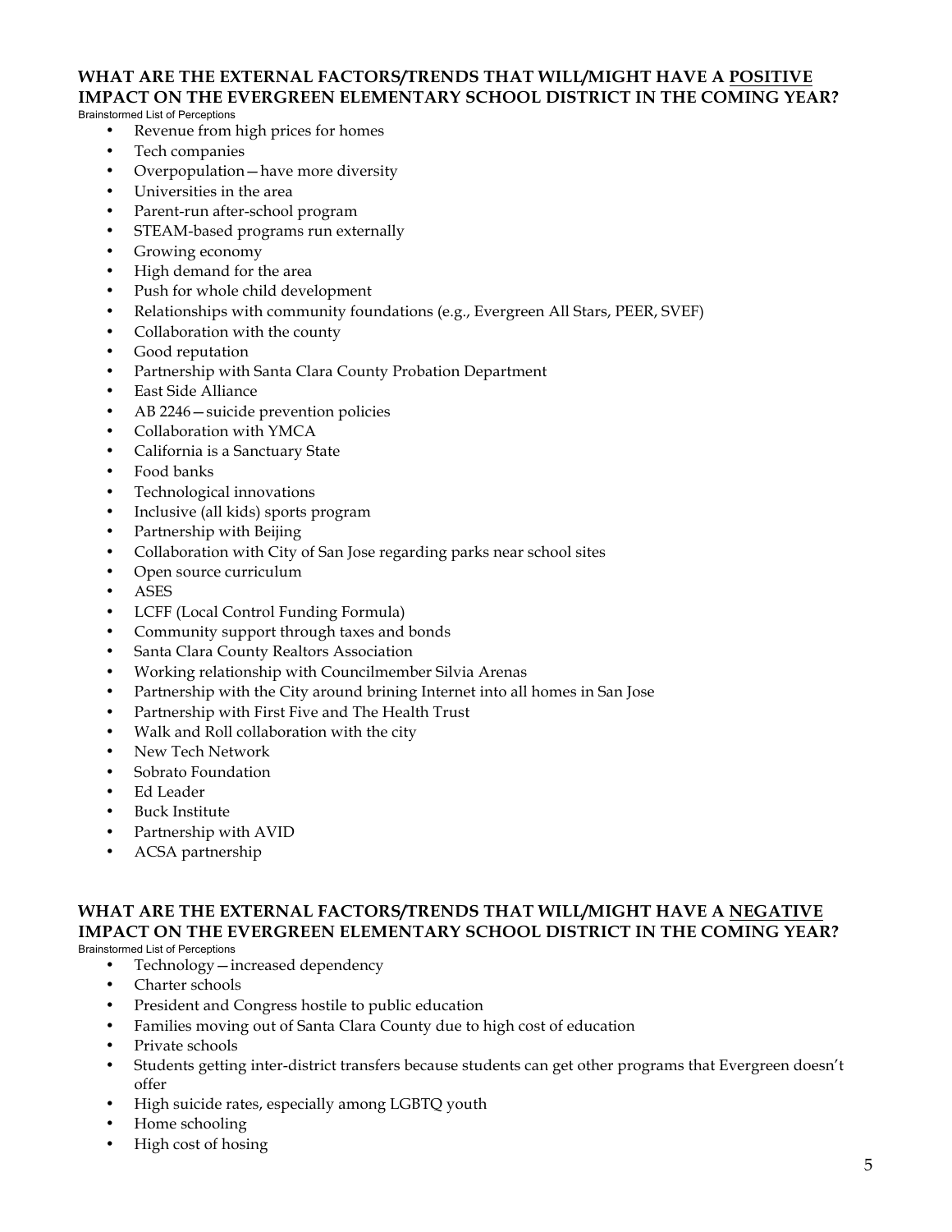## WHAT ARE THE EXTERNAL FACTORS/TRENDS THAT WILL/MIGHT HAVE A <u>POSITIVE</u> IMPACT ON THE EVERGREEN ELEMENTARY SCHOOL DISTRICT IN THE COMING YEAR?

Brainstormed List of Perceptions

- Revenue from high prices for homes
- Tech companies
- Overpopulation—have more diversity
- Universities in the area
- Parent-run after-school program
- STEAM-based programs run externally
- Growing economy
- High demand for the area
- Push for whole child development
- Relationships with community foundations (e.g., Evergreen All Stars, PEER, SVEF)
- Collaboration with the county
- Good reputation
- Partnership with Santa Clara County Probation Department
- East Side Alliance
- AB 2246—suicide prevention policies
- Collaboration with YMCA
- California is a Sanctuary State
- Food banks
- Technological innovations
- Inclusive (all kids) sports program
- Partnership with Beijing
- Collaboration with City of San Jose regarding parks near school sites
- Open source curriculum
- ASES
- LCFF (Local Control Funding Formula)
- Community support through taxes and bonds
- Santa Clara County Realtors Association
- Working relationship with Councilmember Silvia Arenas
- Partnership with the City around brining Internet into all homes in San Jose
- Partnership with First Five and The Health Trust
- Walk and Roll collaboration with the city
- New Tech Network
- Sobrato Foundation
- Ed Leader
- Buck Institute
- Partnership with AVID
- ACSA partnership

## WHAT ARE THE EXTERNAL FACTORS/TRENDS THAT WILL/MIGHT HAVE A <u>NEGATIVE</u> IMPACT ON THE EVERGREEN ELEMENTARY SCHOOL DISTRICT IN THE COMING YEAR?

Brainstormed List of Perceptions

- Technology—increased dependency
- Charter schools
- President and Congress hostile to public education
- Families moving out of Santa Clara County due to high cost of education
- Private schools
- Students getting inter-district transfers because students can get other programs that Evergreen doesn't offer
- High suicide rates, especially among LGBTQ youth
- Home schooling
- High cost of hosing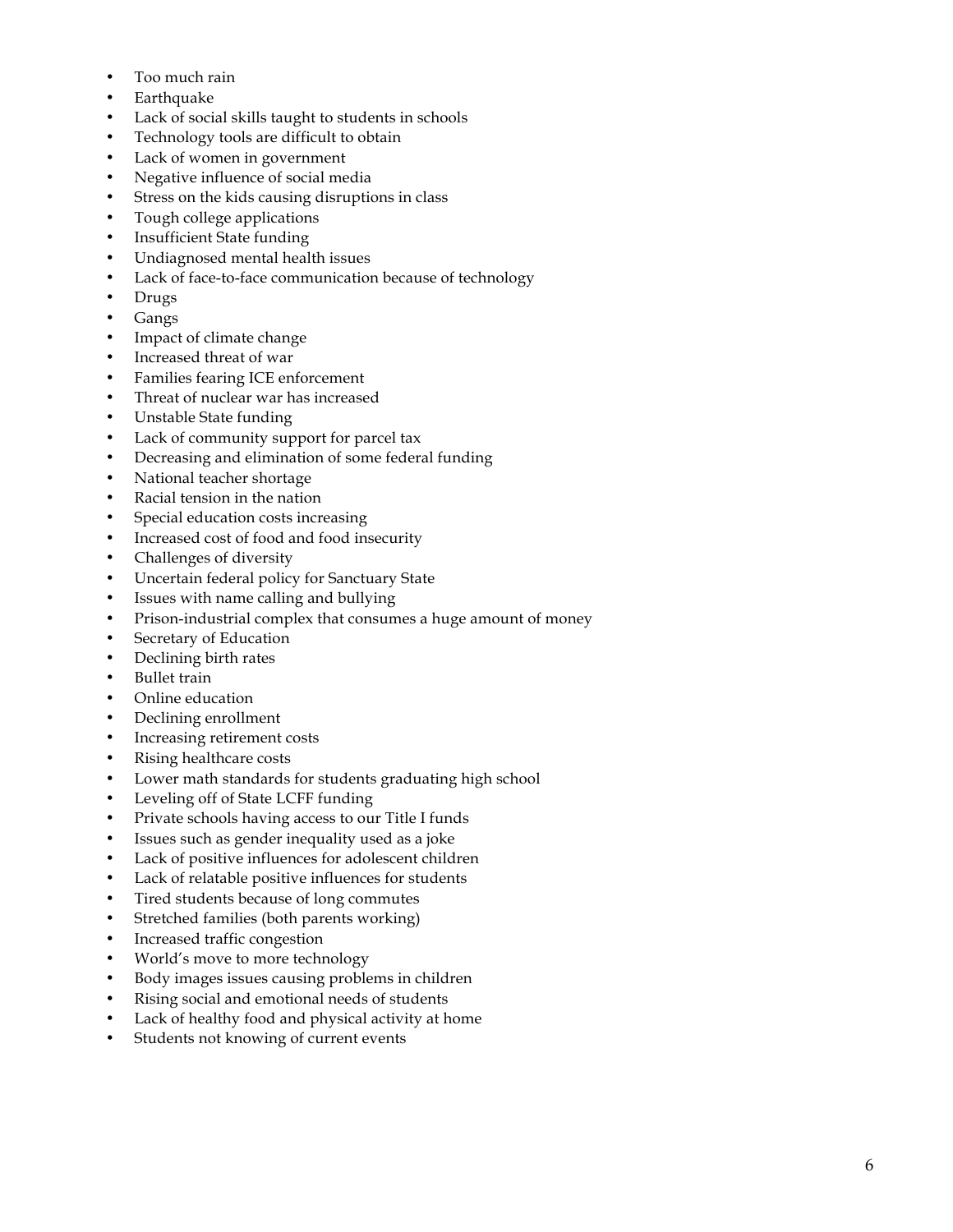- Too much rain
- Earthquake
- Lack of social skills taught to students in schools
- Technology tools are difficult to obtain
- Lack of women in government
- Negative influence of social media
- Stress on the kids causing disruptions in class
- Tough college applications
- Insufficient State funding
- Undiagnosed mental health issues
- Lack of face-to-face communication because of technology
- Drugs
- Gangs
- Impact of climate change
- Increased threat of war
- Families fearing ICE enforcement
- Threat of nuclear war has increased
- Unstable State funding
- Lack of community support for parcel tax
- Decreasing and elimination of some federal funding
- National teacher shortage
- Racial tension in the nation
- Special education costs increasing
- Increased cost of food and food insecurity
- Challenges of diversity
- Uncertain federal policy for Sanctuary State
- Issues with name calling and bullying
- Prison-industrial complex that consumes a huge amount of money
- Secretary of Education
- Declining birth rates
- Bullet train
- Online education
- Declining enrollment
- Increasing retirement costs
- Rising healthcare costs
- Lower math standards for students graduating high school
- Leveling off of State LCFF funding
- Private schools having access to our Title I funds
- Issues such as gender inequality used as a joke
- Lack of positive influences for adolescent children
- Lack of relatable positive influences for students
- Tired students because of long commutes
- Stretched families (both parents working)
- Increased traffic congestion
- World's move to more technology
- Body images issues causing problems in children
- Rising social and emotional needs of students
- Lack of healthy food and physical activity at home
- Students not knowing of current events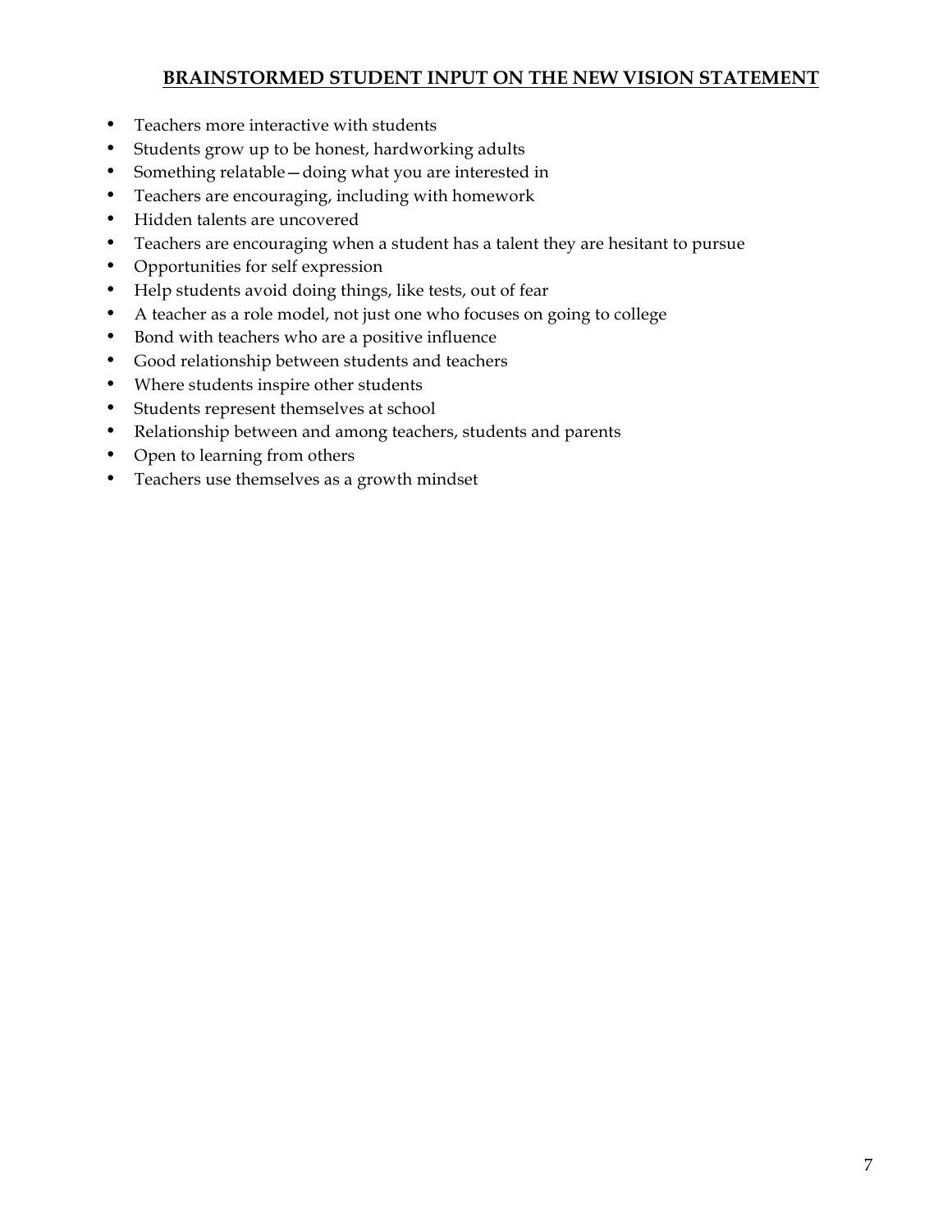## BRAINSTORMED STUDENT INPUT ON THE NEW VISION STATEMENT

- Teachers more interactive with students
- Students grow up to be honest, hardworking adults
- Something relatable—doing what you are interested in
- Teachers are encouraging, including with homework
- Hidden talents are uncovered
- Teachers are encouraging when a student has a talent they are hesitant to pursue
- Opportunities for self expression
- Help students avoid doing things, like tests, out of fear
- A teacher as a role model, not just one who focuses on going to college
- Bond with teachers who are a positive influence
- Good relationship between students and teachers
- Where students inspire other students
- Students represent themselves at school
- Relationship between and among teachers, students and parents
- Open to learning from others
- Teachers use themselves as a growth mindset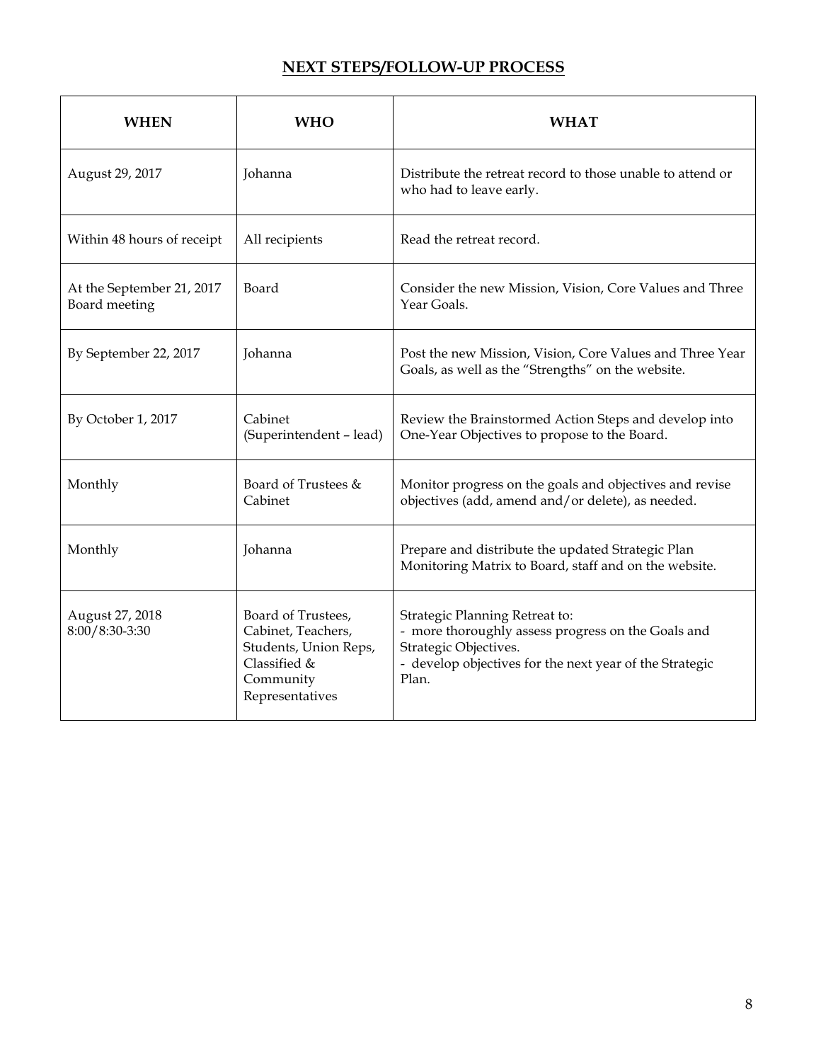## NEXT STEPS/FOLLOW-UP PROCESS

| WHEN | WHO | WHAT |
|---|---|---|
| August 29, 2017 | Johanna | Distribute the retreat record to those unable to attend or who had to leave early. |
| Within 48 hours of receipt | All recipients | Read the retreat record. |
| At the September 21, 2017 Board meeting | Board | Consider the new Mission, Vision, Core Values and Three Year Goals. |
| By September 22, 2017 | Johanna | Post the new Mission, Vision, Core Values and Three Year Goals, as well as the "Strengths" on the website. |
| By October 1, 2017 | Cabinet (Superintendent – lead) | Review the Brainstormed Action Steps and develop into One-Year Objectives to propose to the Board. |
| Monthly | Board of Trustees & Cabinet | Monitor progress on the goals and objectives and revise objectives (add, amend and/or delete), as needed. |
| Monthly | Johanna | Prepare and distribute the updated Strategic Plan Monitoring Matrix to Board, staff and on the website. |
| August 27, 2018 8:00/8:30-3:30 | Board of Trustees, Cabinet, Teachers, Students, Union Reps, Classified & Community Representatives | Strategic Planning Retreat to:<br>- more thoroughly assess progress on the Goals and Strategic Objectives.<br>- develop objectives for the next year of the Strategic Plan. |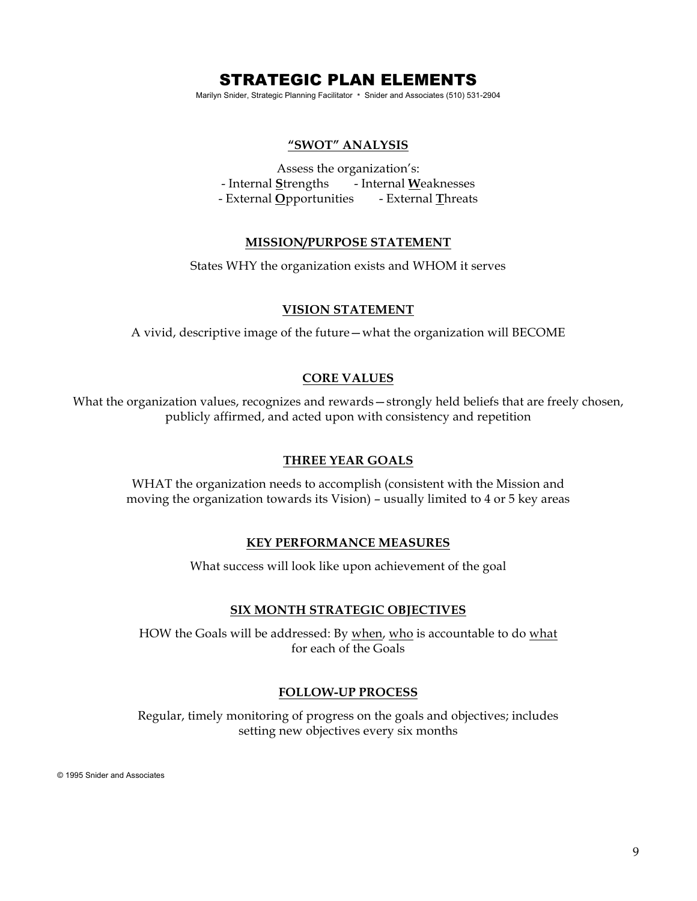# STRATEGIC PLAN ELEMENTS

Marilyn Snider, Strategic Planning Facilitator • Snider and Associates (510) 531-2904

## "SWOT" ANALYSIS

Assess the organization's:

- Internal **S**trengths
- Internal **W**eaknesses
- External **O**pportunities
- External **T**hreats

## MISSION/PURPOSE STATEMENT

States WHY the organization exists and WHOM it serves

## VISION STATEMENT

A vivid, descriptive image of the future—what the organization will BECOME

## CORE VALUES

What the organization values, recognizes and rewards—strongly held beliefs that are freely chosen, publicly affirmed, and acted upon with consistency and repetition

## THREE YEAR GOALS

WHAT the organization needs to accomplish (consistent with the Mission and moving the organization towards its Vision) – usually limited to 4 or 5 key areas

## KEY PERFORMANCE MEASURES

What success will look like upon achievement of the goal

## SIX MONTH STRATEGIC OBJECTIVES

HOW the Goals will be addressed: By when, who is accountable to do what for each of the Goals

## FOLLOW-UP PROCESS

Regular, timely monitoring of progress on the goals and objectives; includes setting new objectives every six months

© 1995 Snider and Associates